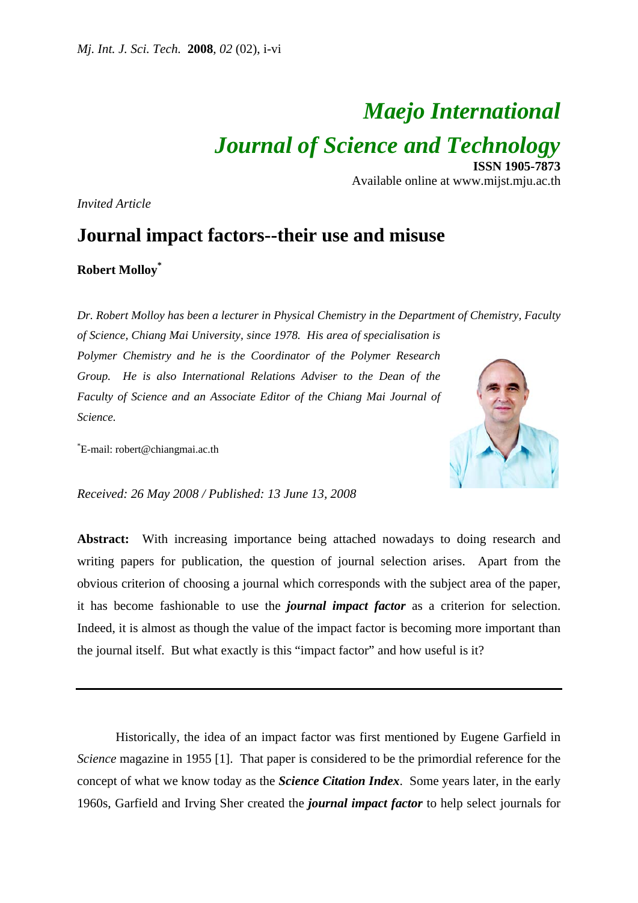# Maejo International Journal of Science and Technology

**ISSN 1905-7873**
Available online at www.mijst.mju.ac.th

*Invited Article*

## Journal impact factors--their use and misuse

**Robert Molloy***

*Dr. Robert Molloy has been a lecturer in Physical Chemistry in the Department of Chemistry, Faculty of Science, Chiang Mai University, since 1978. His area of specialisation is Polymer Chemistry and he is the Coordinator of the Polymer Research Group. He is also International Relations Adviser to the Dean of the Faculty of Science and an Associate Editor of the Chiang Mai Journal of Science.*

*E-mail: robert@chiangmai.ac.th

*Received: 26 May 2008 / Published: 13 June 13, 2008*

**Abstract:** With increasing importance being attached nowadays to doing research and writing papers for publication, the question of journal selection arises. Apart from the obvious criterion of choosing a journal which corresponds with the subject area of the paper, it has become fashionable to use the ***journal impact factor*** as a criterion for selection. Indeed, it is almost as though the value of the impact factor is becoming more important than the journal itself. But what exactly is this "impact factor" and how useful is it?

---

Historically, the idea of an impact factor was first mentioned by Eugene Garfield in *Science* magazine in 1955 [1]. That paper is considered to be the primordial reference for the concept of what we know today as the ***Science Citation Index***. Some years later, in the early 1960s, Garfield and Irving Sher created the ***journal impact factor*** to help select journals for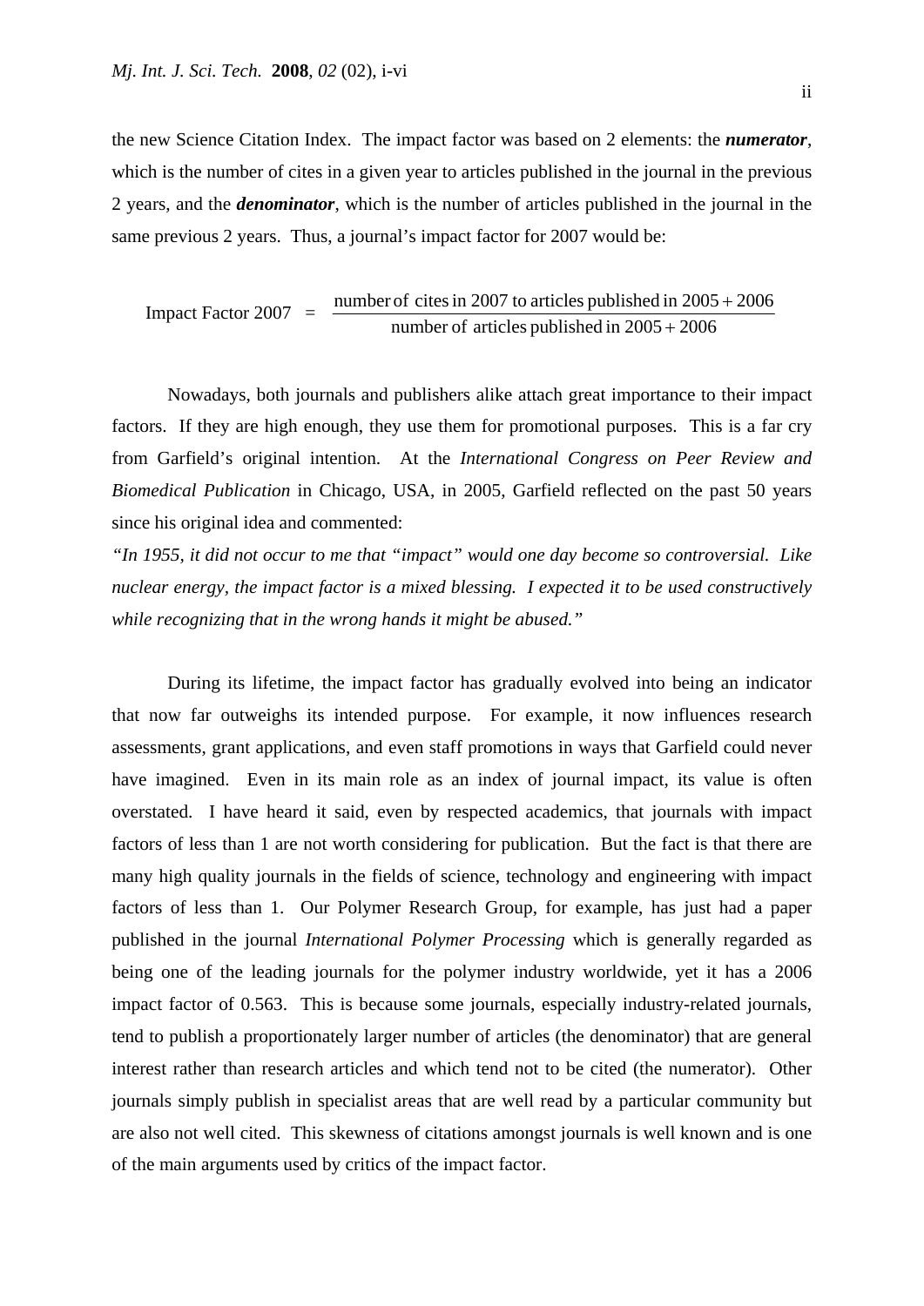the new Science Citation Index. The impact factor was based on 2 elements: the ***numerator***, which is the number of cites in a given year to articles published in the journal in the previous 2 years, and the ***denominator***, which is the number of articles published in the journal in the same previous 2 years. Thus, a journal's impact factor for 2007 would be:

$$\text{Impact Factor 2007} \quad = \quad \frac{\text{number of cites in 2007 to articles published in } 2005 + 2006}{\text{number of articles published in } 2005 + 2006}$$

Nowadays, both journals and publishers alike attach great importance to their impact factors. If they are high enough, they use them for promotional purposes. This is a far cry from Garfield's original intention. At the *International Congress on Peer Review and Biomedical Publication* in Chicago, USA, in 2005, Garfield reflected on the past 50 years since his original idea and commented:

*"In 1955, it did not occur to me that "impact" would one day become so controversial. Like nuclear energy, the impact factor is a mixed blessing. I expected it to be used constructively while recognizing that in the wrong hands it might be abused."*

During its lifetime, the impact factor has gradually evolved into being an indicator that now far outweighs its intended purpose. For example, it now influences research assessments, grant applications, and even staff promotions in ways that Garfield could never have imagined. Even in its main role as an index of journal impact, its value is often overstated. I have heard it said, even by respected academics, that journals with impact factors of less than 1 are not worth considering for publication. But the fact is that there are many high quality journals in the fields of science, technology and engineering with impact factors of less than 1. Our Polymer Research Group, for example, has just had a paper published in the journal *International Polymer Processing* which is generally regarded as being one of the leading journals for the polymer industry worldwide, yet it has a 2006 impact factor of 0.563. This is because some journals, especially industry-related journals, tend to publish a proportionately larger number of articles (the denominator) that are general interest rather than research articles and which tend not to be cited (the numerator). Other journals simply publish in specialist areas that are well read by a particular community but are also not well cited. This skewness of citations amongst journals is well known and is one of the main arguments used by critics of the impact factor.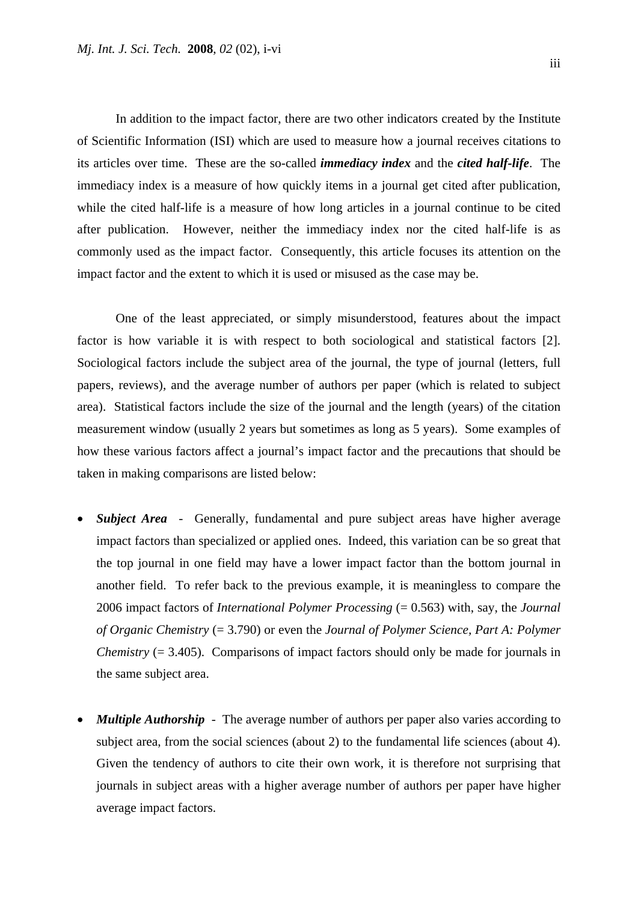In addition to the impact factor, there are two other indicators created by the Institute of Scientific Information (ISI) which are used to measure how a journal receives citations to its articles over time. These are the so-called ***immediacy index*** and the ***cited half-life***. The immediacy index is a measure of how quickly items in a journal get cited after publication, while the cited half-life is a measure of how long articles in a journal continue to be cited after publication. However, neither the immediacy index nor the cited half-life is as commonly used as the impact factor. Consequently, this article focuses its attention on the impact factor and the extent to which it is used or misused as the case may be.

One of the least appreciated, or simply misunderstood, features about the impact factor is how variable it is with respect to both sociological and statistical factors [2]. Sociological factors include the subject area of the journal, the type of journal (letters, full papers, reviews), and the average number of authors per paper (which is related to subject area). Statistical factors include the size of the journal and the length (years) of the citation measurement window (usually 2 years but sometimes as long as 5 years). Some examples of how these various factors affect a journal's impact factor and the precautions that should be taken in making comparisons are listed below:

- ***Subject Area*** - Generally, fundamental and pure subject areas have higher average impact factors than specialized or applied ones. Indeed, this variation can be so great that the top journal in one field may have a lower impact factor than the bottom journal in another field. To refer back to the previous example, it is meaningless to compare the 2006 impact factors of *International Polymer Processing* (= 0.563) with, say, the *Journal of Organic Chemistry* (= 3.790) or even the *Journal of Polymer Science, Part A: Polymer Chemistry* (= 3.405). Comparisons of impact factors should only be made for journals in the same subject area.

- ***Multiple Authorship*** - The average number of authors per paper also varies according to subject area, from the social sciences (about 2) to the fundamental life sciences (about 4). Given the tendency of authors to cite their own work, it is therefore not surprising that journals in subject areas with a higher average number of authors per paper have higher average impact factors.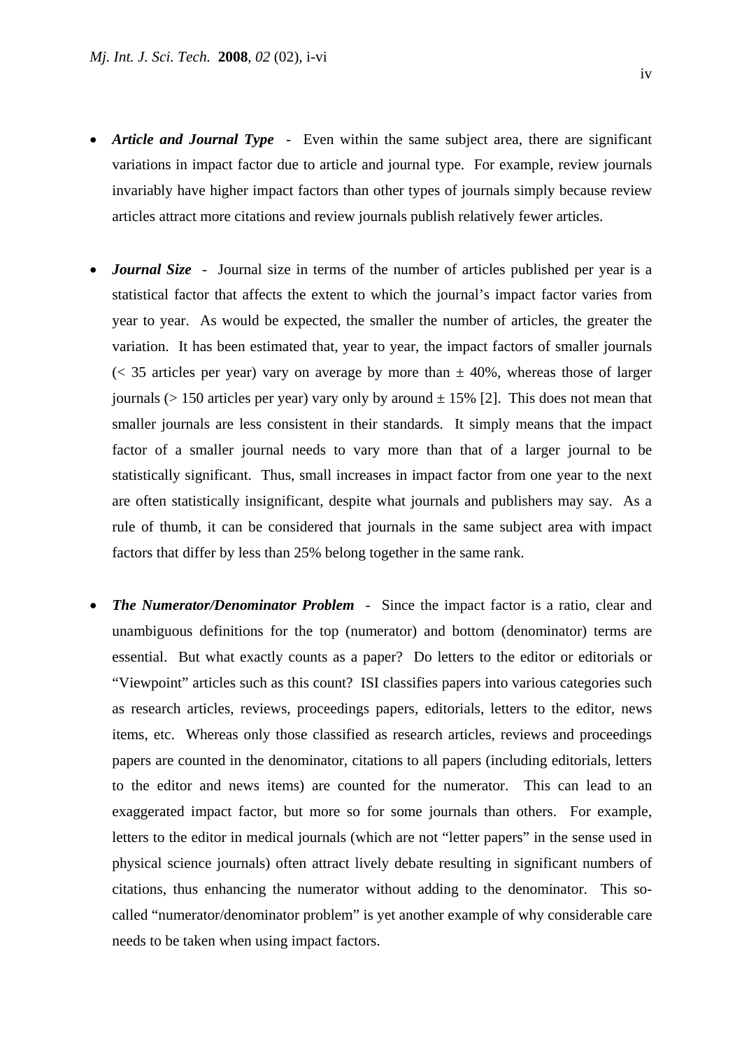- ***Article and Journal Type*** - Even within the same subject area, there are significant variations in impact factor due to article and journal type. For example, review journals invariably have higher impact factors than other types of journals simply because review articles attract more citations and review journals publish relatively fewer articles.

- ***Journal Size*** - Journal size in terms of the number of articles published per year is a statistical factor that affects the extent to which the journal's impact factor varies from year to year. As would be expected, the smaller the number of articles, the greater the variation. It has been estimated that, year to year, the impact factors of smaller journals (< 35 articles per year) vary on average by more than ± 40%, whereas those of larger journals (> 150 articles per year) vary only by around ± 15% [2]. This does not mean that smaller journals are less consistent in their standards. It simply means that the impact factor of a smaller journal needs to vary more than that of a larger journal to be statistically significant. Thus, small increases in impact factor from one year to the next are often statistically insignificant, despite what journals and publishers may say. As a rule of thumb, it can be considered that journals in the same subject area with impact factors that differ by less than 25% belong together in the same rank.

- ***The Numerator/Denominator Problem*** - Since the impact factor is a ratio, clear and unambiguous definitions for the top (numerator) and bottom (denominator) terms are essential. But what exactly counts as a paper? Do letters to the editor or editorials or "Viewpoint" articles such as this count? ISI classifies papers into various categories such as research articles, reviews, proceedings papers, editorials, letters to the editor, news items, etc. Whereas only those classified as research articles, reviews and proceedings papers are counted in the denominator, citations to all papers (including editorials, letters to the editor and news items) are counted for the numerator. This can lead to an exaggerated impact factor, but more so for some journals than others. For example, letters to the editor in medical journals (which are not "letter papers" in the sense used in physical science journals) often attract lively debate resulting in significant numbers of citations, thus enhancing the numerator without adding to the denominator. This so-called "numerator/denominator problem" is yet another example of why considerable care needs to be taken when using impact factors.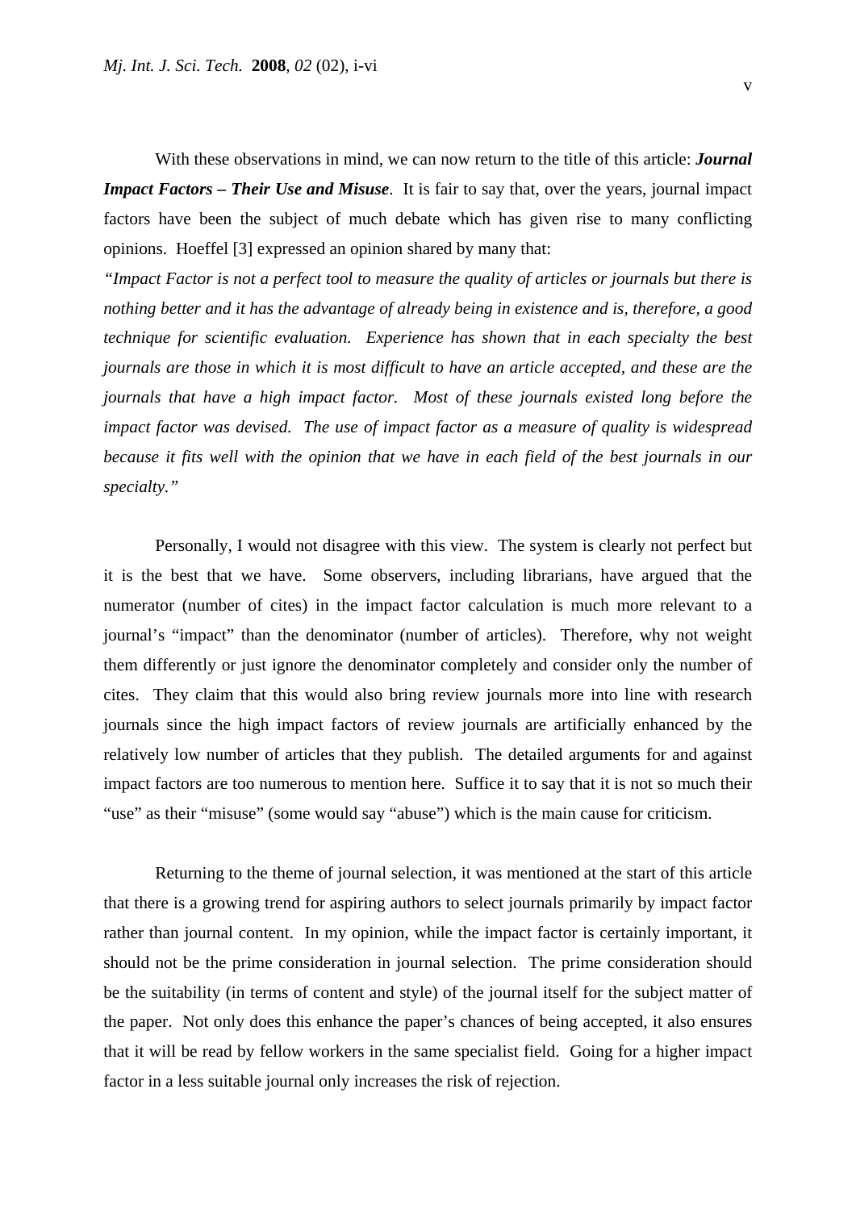With these observations in mind, we can now return to the title of this article: ***Journal Impact Factors – Their Use and Misuse***. It is fair to say that, over the years, journal impact factors have been the subject of much debate which has given rise to many conflicting opinions. Hoeffel [3] expressed an opinion shared by many that:

*"Impact Factor is not a perfect tool to measure the quality of articles or journals but there is nothing better and it has the advantage of already being in existence and is, therefore, a good technique for scientific evaluation. Experience has shown that in each specialty the best journals are those in which it is most difficult to have an article accepted, and these are the journals that have a high impact factor. Most of these journals existed long before the impact factor was devised. The use of impact factor as a measure of quality is widespread because it fits well with the opinion that we have in each field of the best journals in our specialty."*

Personally, I would not disagree with this view. The system is clearly not perfect but it is the best that we have. Some observers, including librarians, have argued that the numerator (number of cites) in the impact factor calculation is much more relevant to a journal's "impact" than the denominator (number of articles). Therefore, why not weight them differently or just ignore the denominator completely and consider only the number of cites. They claim that this would also bring review journals more into line with research journals since the high impact factors of review journals are artificially enhanced by the relatively low number of articles that they publish. The detailed arguments for and against impact factors are too numerous to mention here. Suffice it to say that it is not so much their "use" as their "misuse" (some would say "abuse") which is the main cause for criticism.

Returning to the theme of journal selection, it was mentioned at the start of this article that there is a growing trend for aspiring authors to select journals primarily by impact factor rather than journal content. In my opinion, while the impact factor is certainly important, it should not be the prime consideration in journal selection. The prime consideration should be the suitability (in terms of content and style) of the journal itself for the subject matter of the paper. Not only does this enhance the paper's chances of being accepted, it also ensures that it will be read by fellow workers in the same specialist field. Going for a higher impact factor in a less suitable journal only increases the risk of rejection.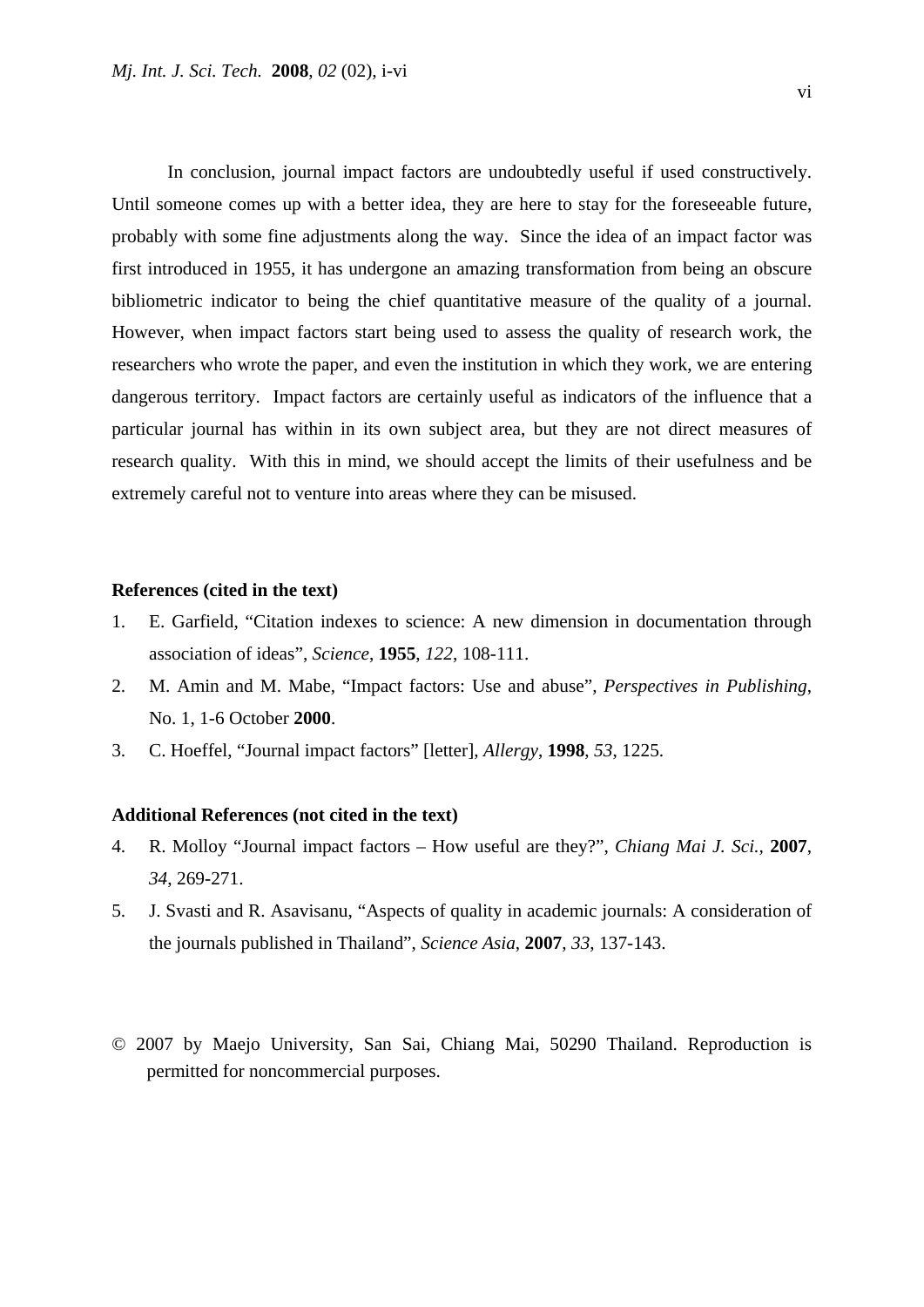In conclusion, journal impact factors are undoubtedly useful if used constructively. Until someone comes up with a better idea, they are here to stay for the foreseeable future, probably with some fine adjustments along the way. Since the idea of an impact factor was first introduced in 1955, it has undergone an amazing transformation from being an obscure bibliometric indicator to being the chief quantitative measure of the quality of a journal. However, when impact factors start being used to assess the quality of research work, the researchers who wrote the paper, and even the institution in which they work, we are entering dangerous territory. Impact factors are certainly useful as indicators of the influence that a particular journal has within in its own subject area, but they are not direct measures of research quality. With this in mind, we should accept the limits of their usefulness and be extremely careful not to venture into areas where they can be misused.

**References (cited in the text)**

1. E. Garfield, "Citation indexes to science: A new dimension in documentation through association of ideas", *Science*, **1955**, *122*, 108-111.
2. M. Amin and M. Mabe, "Impact factors: Use and abuse", *Perspectives in Publishing*, No. 1, 1-6 October **2000**.
3. C. Hoeffel, "Journal impact factors" [letter], *Allergy*, **1998**, *53*, 1225.

**Additional References (not cited in the text)**

4. R. Molloy "Journal impact factors – How useful are they?", *Chiang Mai J. Sci.*, **2007**, *34*, 269-271.
5. J. Svasti and R. Asavisanu, "Aspects of quality in academic journals: A consideration of the journals published in Thailand", *Science Asia*, **2007**, *33*, 137-143.

© 2007 by Maejo University, San Sai, Chiang Mai, 50290 Thailand. Reproduction is permitted for noncommercial purposes.